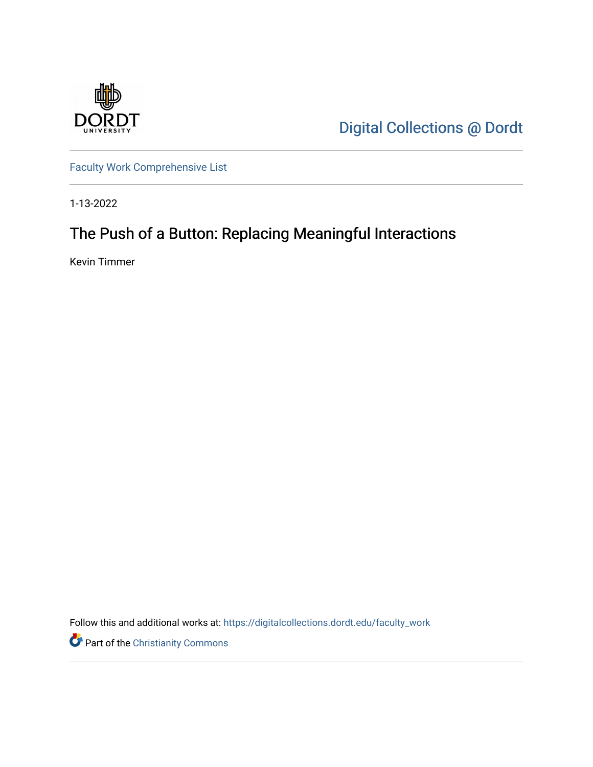Digital Collections @ Dordt

Faculty Work Comprehensive List

1-13-2022

# The Push of a Button: Replacing Meaningful Interactions

Kevin Timmer

Follow this and additional works at: https://digitalcollections.dordt.edu/faculty_work

Part of the Christianity Commons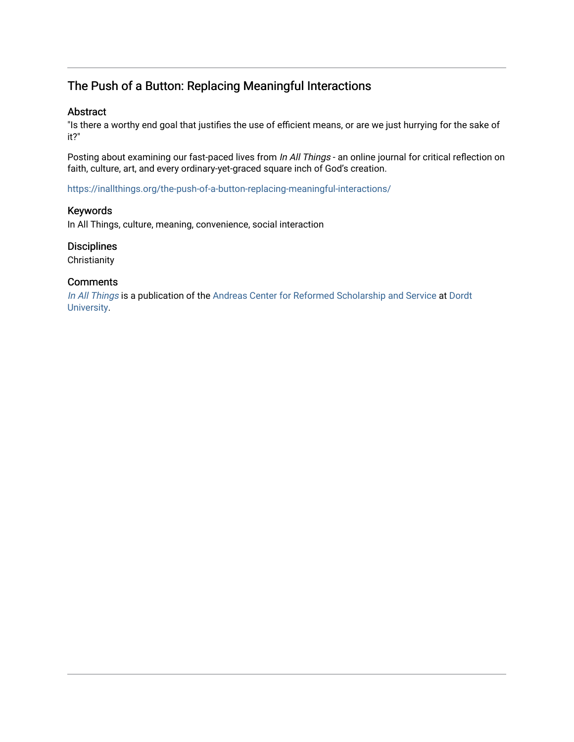# The Push of a Button: Replacing Meaningful Interactions

## Abstract

"Is there a worthy end goal that justifies the use of efficient means, or are we just hurrying for the sake of it?"

Posting about examining our fast-paced lives from *In All Things* - an online journal for critical reflection on faith, culture, art, and every ordinary-yet-graced square inch of God's creation.

https://inallthings.org/the-push-of-a-button-replacing-meaningful-interactions/

## Keywords

In All Things, culture, meaning, convenience, social interaction

## Disciplines

Christianity

## Comments

*In All Things* is a publication of the Andreas Center for Reformed Scholarship and Service at Dordt University.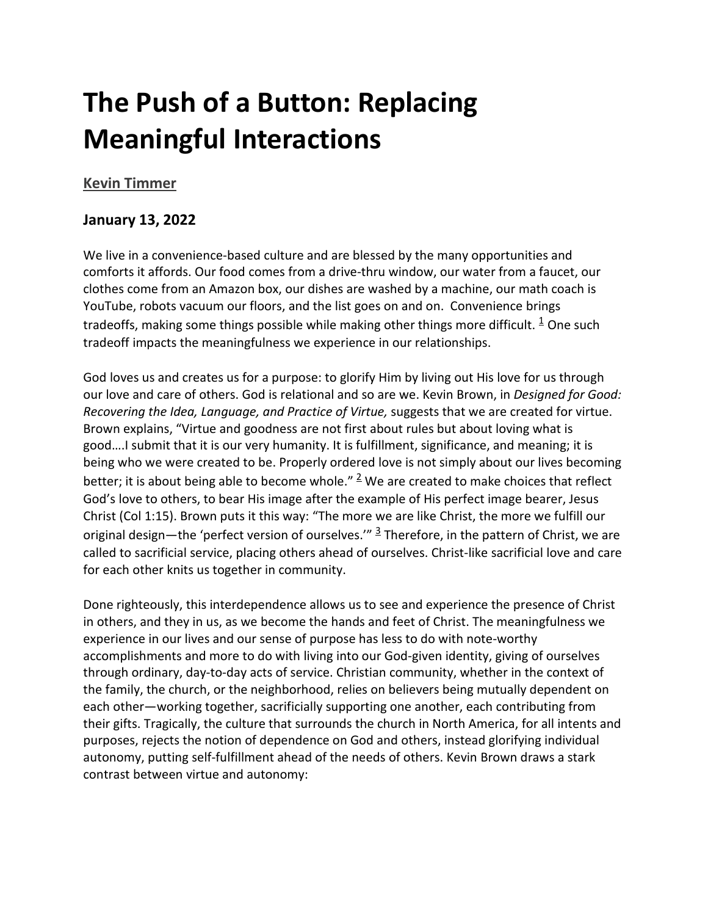# The Push of a Button: Replacing Meaningful Interactions

**Kevin Timmer**

### January 13, 2022

We live in a convenience-based culture and are blessed by the many opportunities and comforts it affords. Our food comes from a drive-thru window, our water from a faucet, our clothes come from an Amazon box, our dishes are washed by a machine, our math coach is YouTube, robots vacuum our floors, and the list goes on and on. Convenience brings tradeoffs, making some things possible while making other things more difficult. [1] One such tradeoff impacts the meaningfulness we experience in our relationships.

God loves us and creates us for a purpose: to glorify Him by living out His love for us through our love and care of others. God is relational and so are we. Kevin Brown, in *Designed for Good: Recovering the Idea, Language, and Practice of Virtue,* suggests that we are created for virtue. Brown explains, "Virtue and goodness are not first about rules but about loving what is good….I submit that it is our very humanity. It is fulfillment, significance, and meaning; it is being who we were created to be. Properly ordered love is not simply about our lives becoming better; it is about being able to become whole." [2] We are created to make choices that reflect God's love to others, to bear His image after the example of His perfect image bearer, Jesus Christ (Col 1:15). Brown puts it this way: "The more we are like Christ, the more we fulfill our original design—the 'perfect version of ourselves.'" [3] Therefore, in the pattern of Christ, we are called to sacrificial service, placing others ahead of ourselves. Christ-like sacrificial love and care for each other knits us together in community.

Done righteously, this interdependence allows us to see and experience the presence of Christ in others, and they in us, as we become the hands and feet of Christ. The meaningfulness we experience in our lives and our sense of purpose has less to do with note-worthy accomplishments and more to do with living into our God-given identity, giving of ourselves through ordinary, day-to-day acts of service. Christian community, whether in the context of the family, the church, or the neighborhood, relies on believers being mutually dependent on each other—working together, sacrificially supporting one another, each contributing from their gifts. Tragically, the culture that surrounds the church in North America, for all intents and purposes, rejects the notion of dependence on God and others, instead glorifying individual autonomy, putting self-fulfillment ahead of the needs of others. Kevin Brown draws a stark contrast between virtue and autonomy: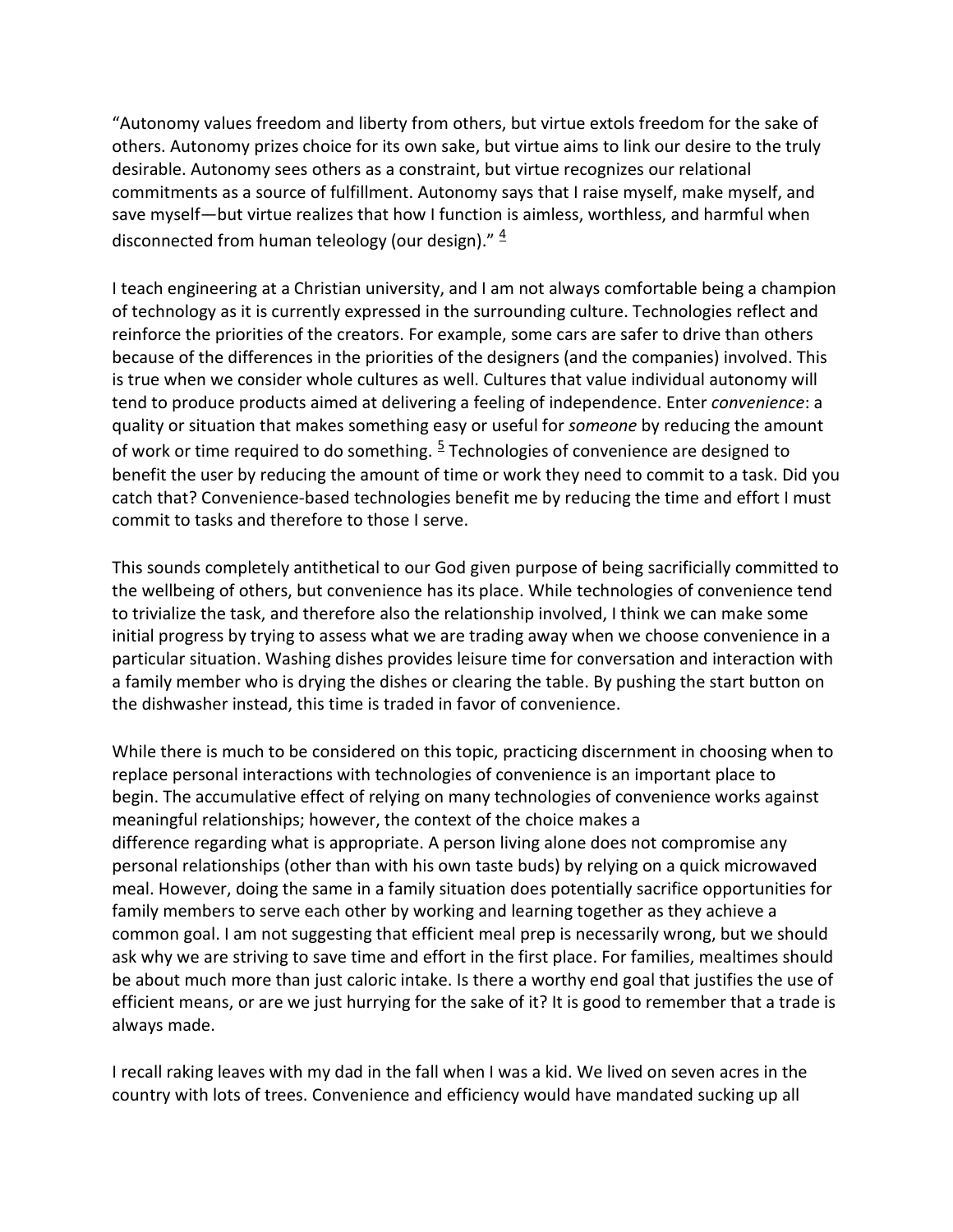"Autonomy values freedom and liberty from others, but virtue extols freedom for the sake of others. Autonomy prizes choice for its own sake, but virtue aims to link our desire to the truly desirable. Autonomy sees others as a constraint, but virtue recognizes our relational commitments as a source of fulfillment. Autonomy says that I raise myself, make myself, and save myself—but virtue realizes that how I function is aimless, worthless, and harmful when disconnected from human teleology (our design)." [4]

I teach engineering at a Christian university, and I am not always comfortable being a champion of technology as it is currently expressed in the surrounding culture. Technologies reflect and reinforce the priorities of the creators. For example, some cars are safer to drive than others because of the differences in the priorities of the designers (and the companies) involved. This is true when we consider whole cultures as well. Cultures that value individual autonomy will tend to produce products aimed at delivering a feeling of independence. Enter *convenience*: a quality or situation that makes something easy or useful for *someone* by reducing the amount of work or time required to do something. [5] Technologies of convenience are designed to benefit the user by reducing the amount of time or work they need to commit to a task. Did you catch that? Convenience-based technologies benefit me by reducing the time and effort I must commit to tasks and therefore to those I serve.

This sounds completely antithetical to our God given purpose of being sacrificially committed to the wellbeing of others, but convenience has its place. While technologies of convenience tend to trivialize the task, and therefore also the relationship involved, I think we can make some initial progress by trying to assess what we are trading away when we choose convenience in a particular situation. Washing dishes provides leisure time for conversation and interaction with a family member who is drying the dishes or clearing the table. By pushing the start button on the dishwasher instead, this time is traded in favor of convenience.

While there is much to be considered on this topic, practicing discernment in choosing when to replace personal interactions with technologies of convenience is an important place to begin. The accumulative effect of relying on many technologies of convenience works against meaningful relationships; however, the context of the choice makes a difference regarding what is appropriate. A person living alone does not compromise any personal relationships (other than with his own taste buds) by relying on a quick microwaved meal. However, doing the same in a family situation does potentially sacrifice opportunities for family members to serve each other by working and learning together as they achieve a common goal. I am not suggesting that efficient meal prep is necessarily wrong, but we should ask why we are striving to save time and effort in the first place. For families, mealtimes should be about much more than just caloric intake. Is there a worthy end goal that justifies the use of efficient means, or are we just hurrying for the sake of it? It is good to remember that a trade is always made.

I recall raking leaves with my dad in the fall when I was a kid. We lived on seven acres in the country with lots of trees. Convenience and efficiency would have mandated sucking up all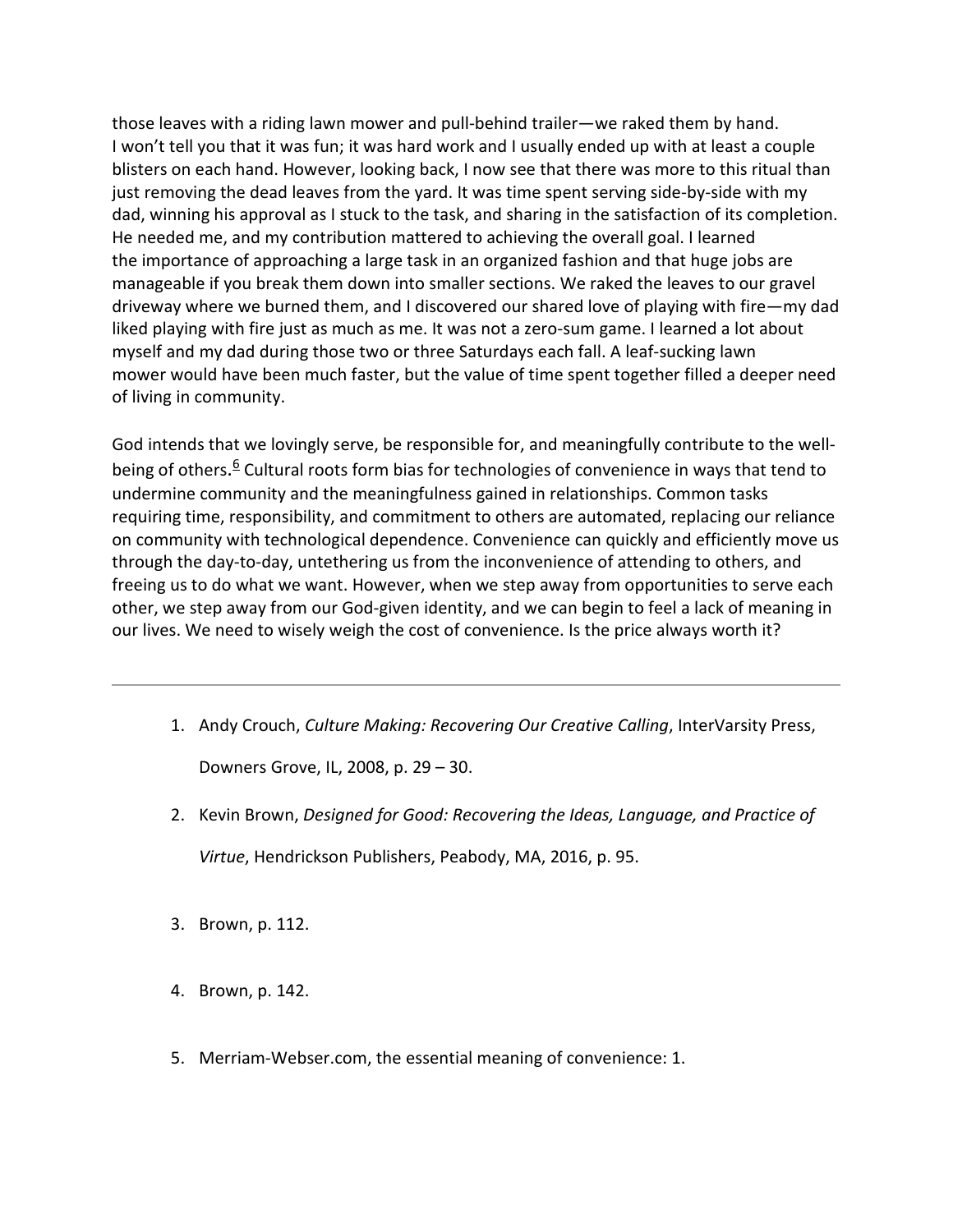those leaves with a riding lawn mower and pull-behind trailer—we raked them by hand. I won't tell you that it was fun; it was hard work and I usually ended up with at least a couple blisters on each hand. However, looking back, I now see that there was more to this ritual than just removing the dead leaves from the yard. It was time spent serving side-by-side with my dad, winning his approval as I stuck to the task, and sharing in the satisfaction of its completion. He needed me, and my contribution mattered to achieving the overall goal. I learned the importance of approaching a large task in an organized fashion and that huge jobs are manageable if you break them down into smaller sections. We raked the leaves to our gravel driveway where we burned them, and I discovered our shared love of playing with fire—my dad liked playing with fire just as much as me. It was not a zero-sum game. I learned a lot about myself and my dad during those two or three Saturdays each fall. A leaf-sucking lawn mower would have been much faster, but the value of time spent together filled a deeper need of living in community.

God intends that we lovingly serve, be responsible for, and meaningfully contribute to the well-being of others.[6] Cultural roots form bias for technologies of convenience in ways that tend to undermine community and the meaningfulness gained in relationships. Common tasks requiring time, responsibility, and commitment to others are automated, replacing our reliance on community with technological dependence. Convenience can quickly and efficiently move us through the day-to-day, untethering us from the inconvenience of attending to others, and freeing us to do what we want. However, when we step away from opportunities to serve each other, we step away from our God-given identity, and we can begin to feel a lack of meaning in our lives. We need to wisely weigh the cost of convenience. Is the price always worth it?

---

1. Andy Crouch, *Culture Making: Recovering Our Creative Calling*, InterVarsity Press, Downers Grove, IL, 2008, p. 29 – 30.
2. Kevin Brown, *Designed for Good: Recovering the Ideas, Language, and Practice of Virtue*, Hendrickson Publishers, Peabody, MA, 2016, p. 95.
3. Brown, p. 112.
4. Brown, p. 142.
5. Merriam-Webser.com, the essential meaning of convenience: 1.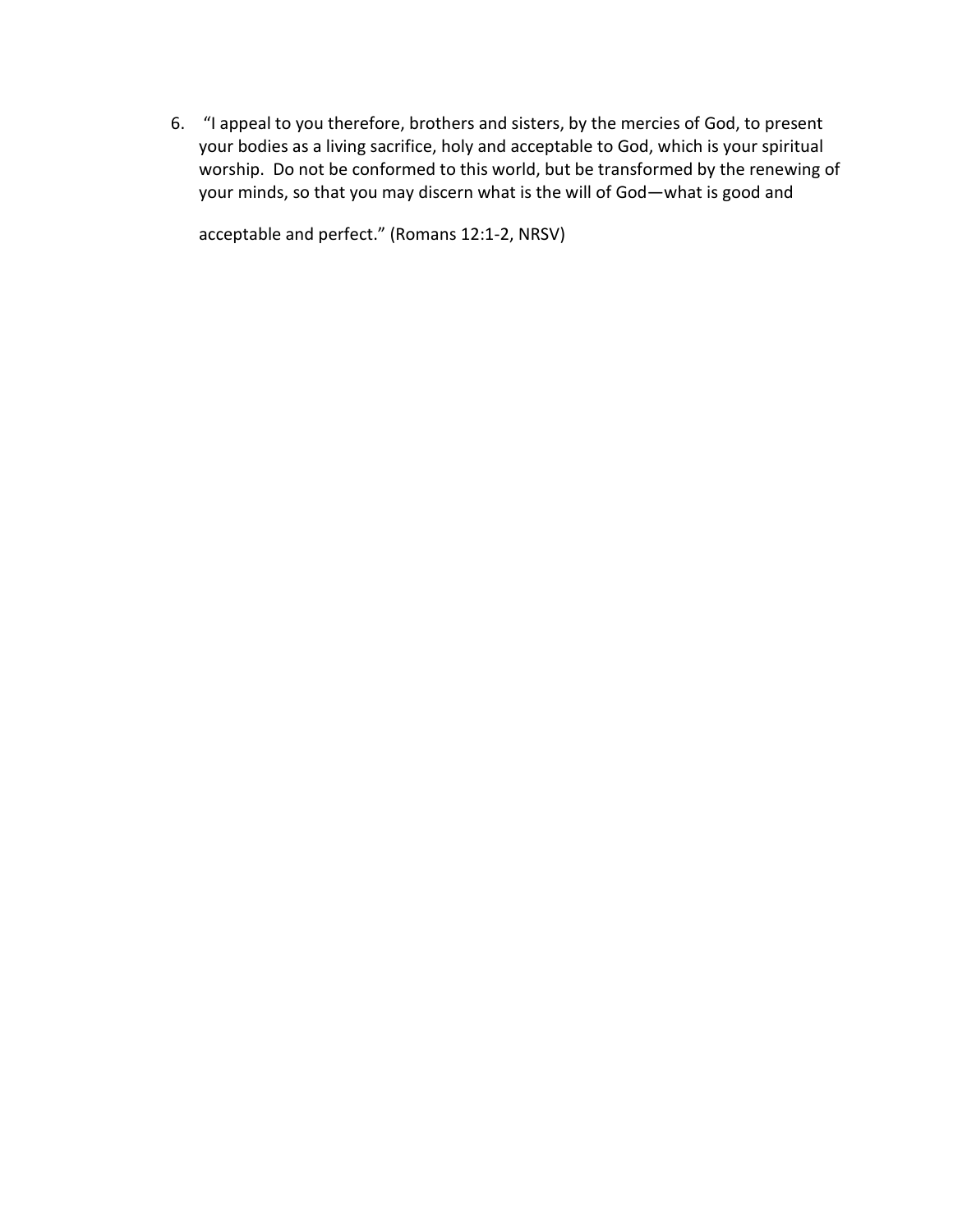6. "I appeal to you therefore, brothers and sisters, by the mercies of God, to present your bodies as a living sacrifice, holy and acceptable to God, which is your spiritual worship. Do not be conformed to this world, but be transformed by the renewing of your minds, so that you may discern what is the will of God—what is good and acceptable and perfect." (Romans 12:1-2, NRSV)